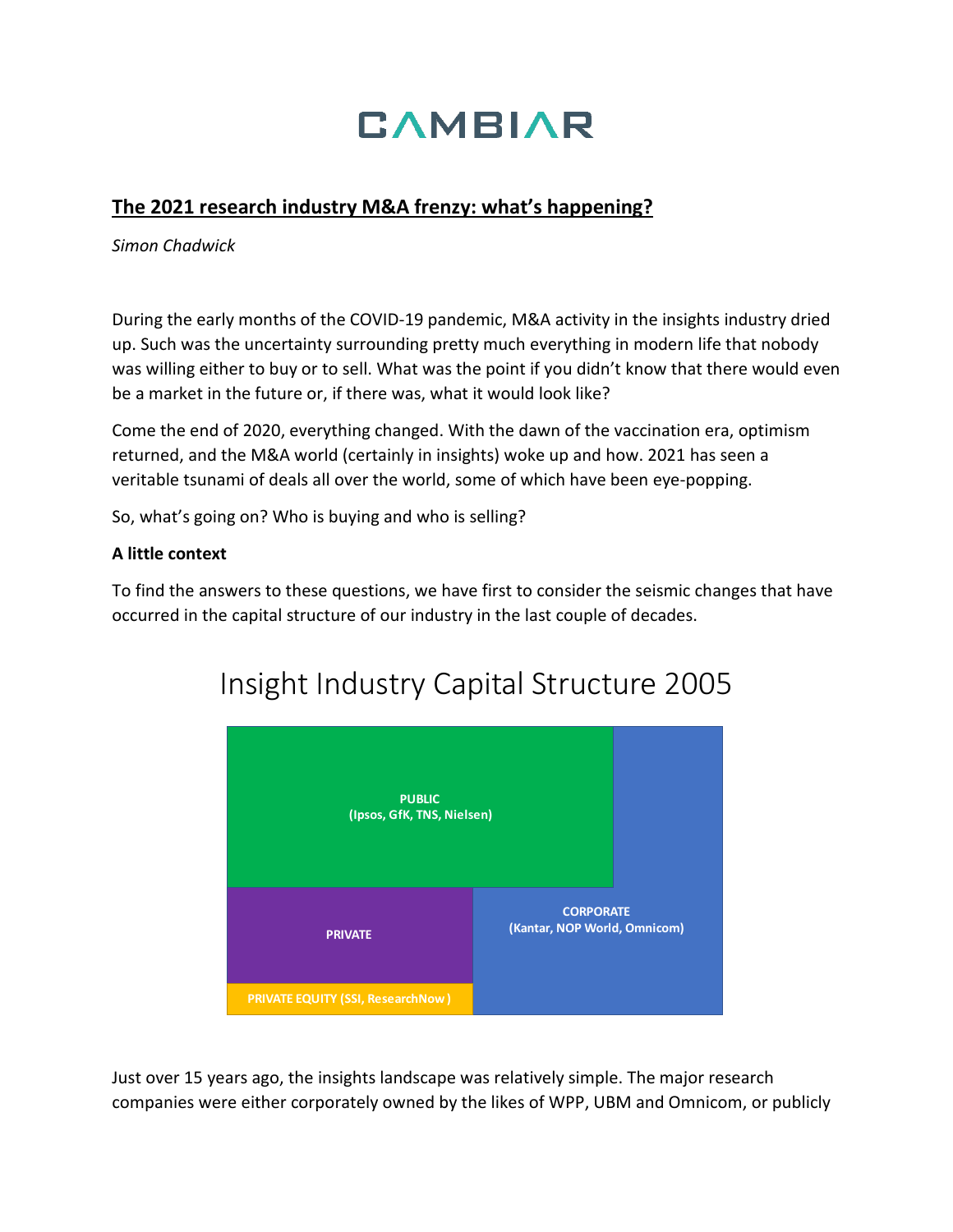CAMBIAR

## The 2021 research industry M&A frenzy: what's happening?

*Simon Chadwick*

During the early months of the COVID-19 pandemic, M&A activity in the insights industry dried up. Such was the uncertainty surrounding pretty much everything in modern life that nobody was willing either to buy or to sell. What was the point if you didn't know that there would even be a market in the future or, if there was, what it would look like?

Come the end of 2020, everything changed. With the dawn of the vaccination era, optimism returned, and the M&A world (certainly in insights) woke up and how. 2021 has seen a veritable tsunami of deals all over the world, some of which have been eye-popping.

So, what's going on? Who is buying and who is selling?

**A little context**

To find the answers to these questions, we have first to consider the seismic changes that have occurred in the capital structure of our industry in the last couple of decades.

Insight Industry Capital Structure 2005

PUBLIC (Ipsos, GfK, TNS, Nielsen)

PRIVATE

PRIVATE EQUITY (SSI, ResearchNow )

CORPORATE (Kantar, NOP World, Omnicom)

Just over 15 years ago, the insights landscape was relatively simple. The major research companies were either corporately owned by the likes of WPP, UBM and Omnicom, or publicly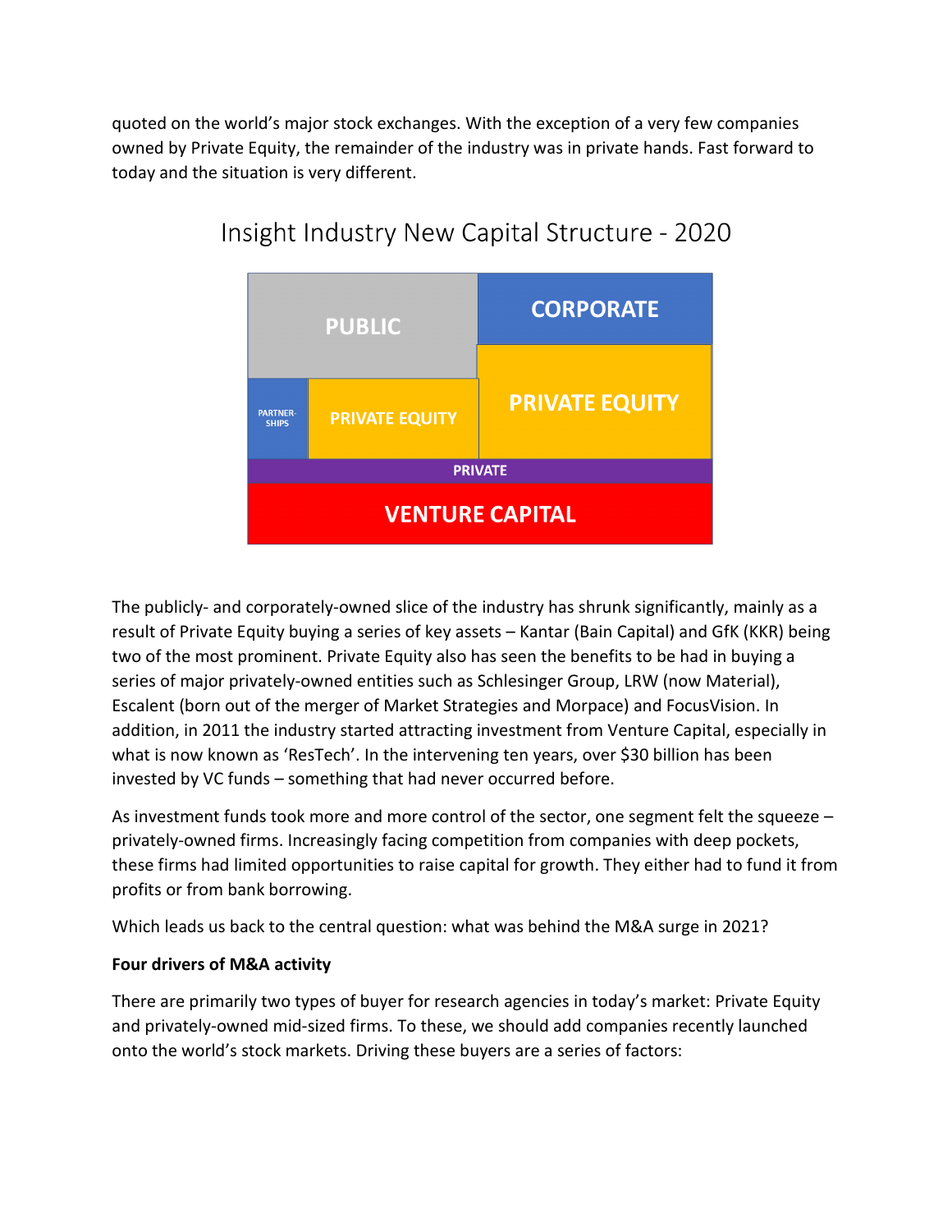quoted on the world's major stock exchanges. With the exception of a very few companies owned by Private Equity, the remainder of the industry was in private hands. Fast forward to today and the situation is very different.

Insight Industry New Capital Structure - 2020

PUBLIC | CORPORATE | PARTNER-SHIPS | PRIVATE EQUITY | PRIVATE EQUITY | PRIVATE | VENTURE CAPITAL

The publicly- and corporately-owned slice of the industry has shrunk significantly, mainly as a result of Private Equity buying a series of key assets – Kantar (Bain Capital) and GfK (KKR) being two of the most prominent. Private Equity also has seen the benefits to be had in buying a series of major privately-owned entities such as Schlesinger Group, LRW (now Material), Escalent (born out of the merger of Market Strategies and Morpace) and FocusVision. In addition, in 2011 the industry started attracting investment from Venture Capital, especially in what is now known as 'ResTech'. In the intervening ten years, over $30 billion has been invested by VC funds – something that had never occurred before.

As investment funds took more and more control of the sector, one segment felt the squeeze – privately-owned firms. Increasingly facing competition from companies with deep pockets, these firms had limited opportunities to raise capital for growth. They either had to fund it from profits or from bank borrowing.

Which leads us back to the central question: what was behind the M&A surge in 2021?

**Four drivers of M&A activity**

There are primarily two types of buyer for research agencies in today's market: Private Equity and privately-owned mid-sized firms. To these, we should add companies recently launched onto the world's stock markets. Driving these buyers are a series of factors: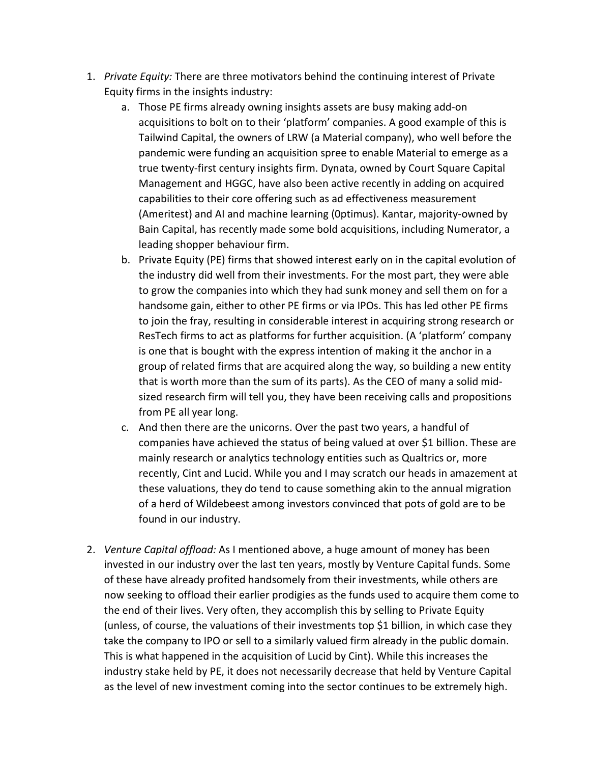1. *Private Equity:* There are three motivators behind the continuing interest of Private Equity firms in the insights industry:
   a. Those PE firms already owning insights assets are busy making add-on acquisitions to bolt on to their 'platform' companies. A good example of this is Tailwind Capital, the owners of LRW (a Material company), who well before the pandemic were funding an acquisition spree to enable Material to emerge as a true twenty-first century insights firm. Dynata, owned by Court Square Capital Management and HGGC, have also been active recently in adding on acquired capabilities to their core offering such as ad effectiveness measurement (Ameritest) and AI and machine learning (0ptimus). Kantar, majority-owned by Bain Capital, has recently made some bold acquisitions, including Numerator, a leading shopper behaviour firm.
   b. Private Equity (PE) firms that showed interest early on in the capital evolution of the industry did well from their investments. For the most part, they were able to grow the companies into which they had sunk money and sell them on for a handsome gain, either to other PE firms or via IPOs. This has led other PE firms to join the fray, resulting in considerable interest in acquiring strong research or ResTech firms to act as platforms for further acquisition. (A 'platform' company is one that is bought with the express intention of making it the anchor in a group of related firms that are acquired along the way, so building a new entity that is worth more than the sum of its parts). As the CEO of many a solid mid-sized research firm will tell you, they have been receiving calls and propositions from PE all year long.
   c. And then there are the unicorns. Over the past two years, a handful of companies have achieved the status of being valued at over $1 billion. These are mainly research or analytics technology entities such as Qualtrics or, more recently, Cint and Lucid. While you and I may scratch our heads in amazement at these valuations, they do tend to cause something akin to the annual migration of a herd of Wildebeest among investors convinced that pots of gold are to be found in our industry.

2. *Venture Capital offload:* As I mentioned above, a huge amount of money has been invested in our industry over the last ten years, mostly by Venture Capital funds. Some of these have already profited handsomely from their investments, while others are now seeking to offload their earlier prodigies as the funds used to acquire them come to the end of their lives. Very often, they accomplish this by selling to Private Equity (unless, of course, the valuations of their investments top $1 billion, in which case they take the company to IPO or sell to a similarly valued firm already in the public domain. This is what happened in the acquisition of Lucid by Cint). While this increases the industry stake held by PE, it does not necessarily decrease that held by Venture Capital as the level of new investment coming into the sector continues to be extremely high.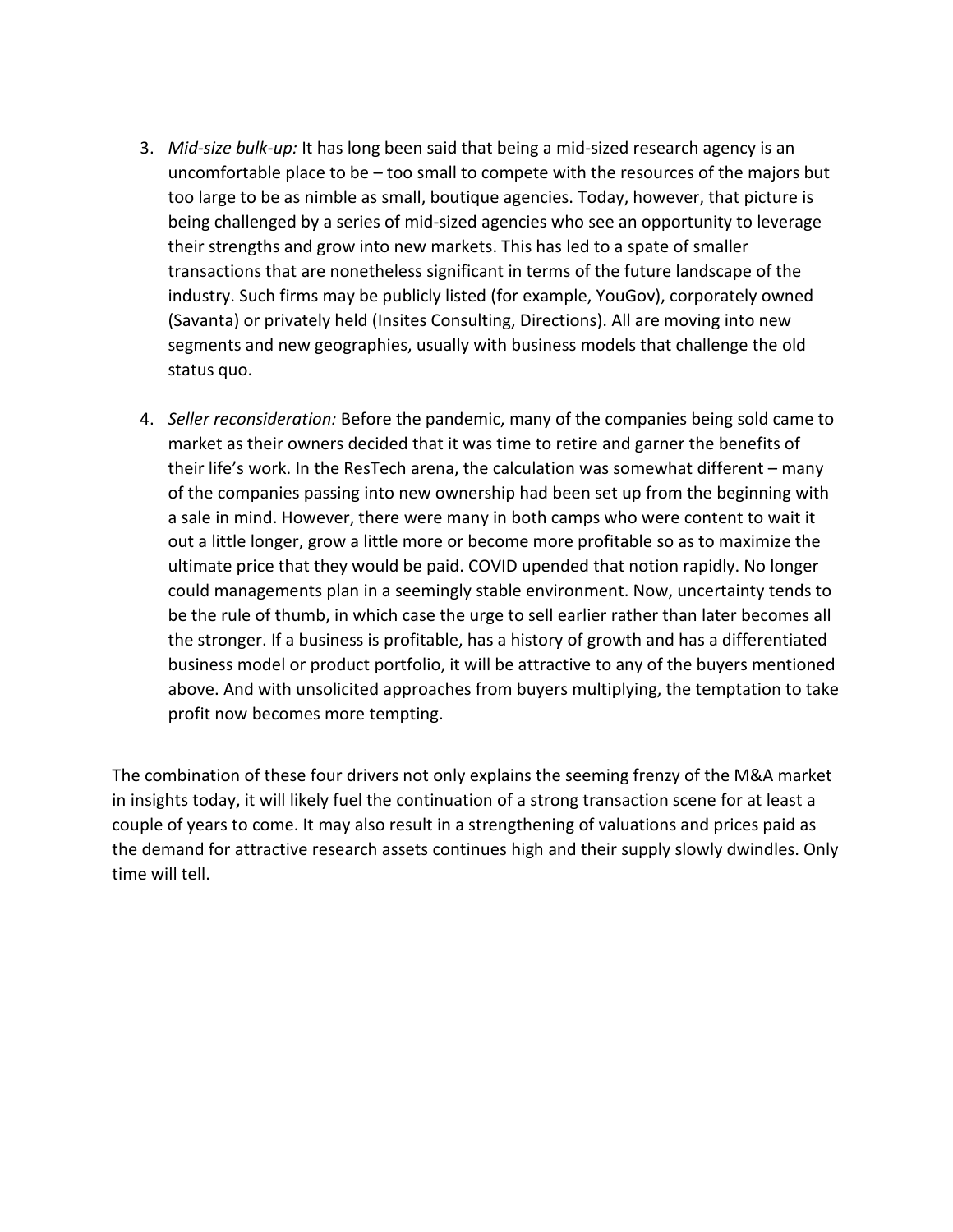3. *Mid-size bulk-up:* It has long been said that being a mid-sized research agency is an uncomfortable place to be – too small to compete with the resources of the majors but too large to be as nimble as small, boutique agencies. Today, however, that picture is being challenged by a series of mid-sized agencies who see an opportunity to leverage their strengths and grow into new markets. This has led to a spate of smaller transactions that are nonetheless significant in terms of the future landscape of the industry. Such firms may be publicly listed (for example, YouGov), corporately owned (Savanta) or privately held (Insites Consulting, Directions). All are moving into new segments and new geographies, usually with business models that challenge the old status quo.

4. *Seller reconsideration:* Before the pandemic, many of the companies being sold came to market as their owners decided that it was time to retire and garner the benefits of their life's work. In the ResTech arena, the calculation was somewhat different – many of the companies passing into new ownership had been set up from the beginning with a sale in mind. However, there were many in both camps who were content to wait it out a little longer, grow a little more or become more profitable so as to maximize the ultimate price that they would be paid. COVID upended that notion rapidly. No longer could managements plan in a seemingly stable environment. Now, uncertainty tends to be the rule of thumb, in which case the urge to sell earlier rather than later becomes all the stronger. If a business is profitable, has a history of growth and has a differentiated business model or product portfolio, it will be attractive to any of the buyers mentioned above. And with unsolicited approaches from buyers multiplying, the temptation to take profit now becomes more tempting.

The combination of these four drivers not only explains the seeming frenzy of the M&A market in insights today, it will likely fuel the continuation of a strong transaction scene for at least a couple of years to come. It may also result in a strengthening of valuations and prices paid as the demand for attractive research assets continues high and their supply slowly dwindles. Only time will tell.